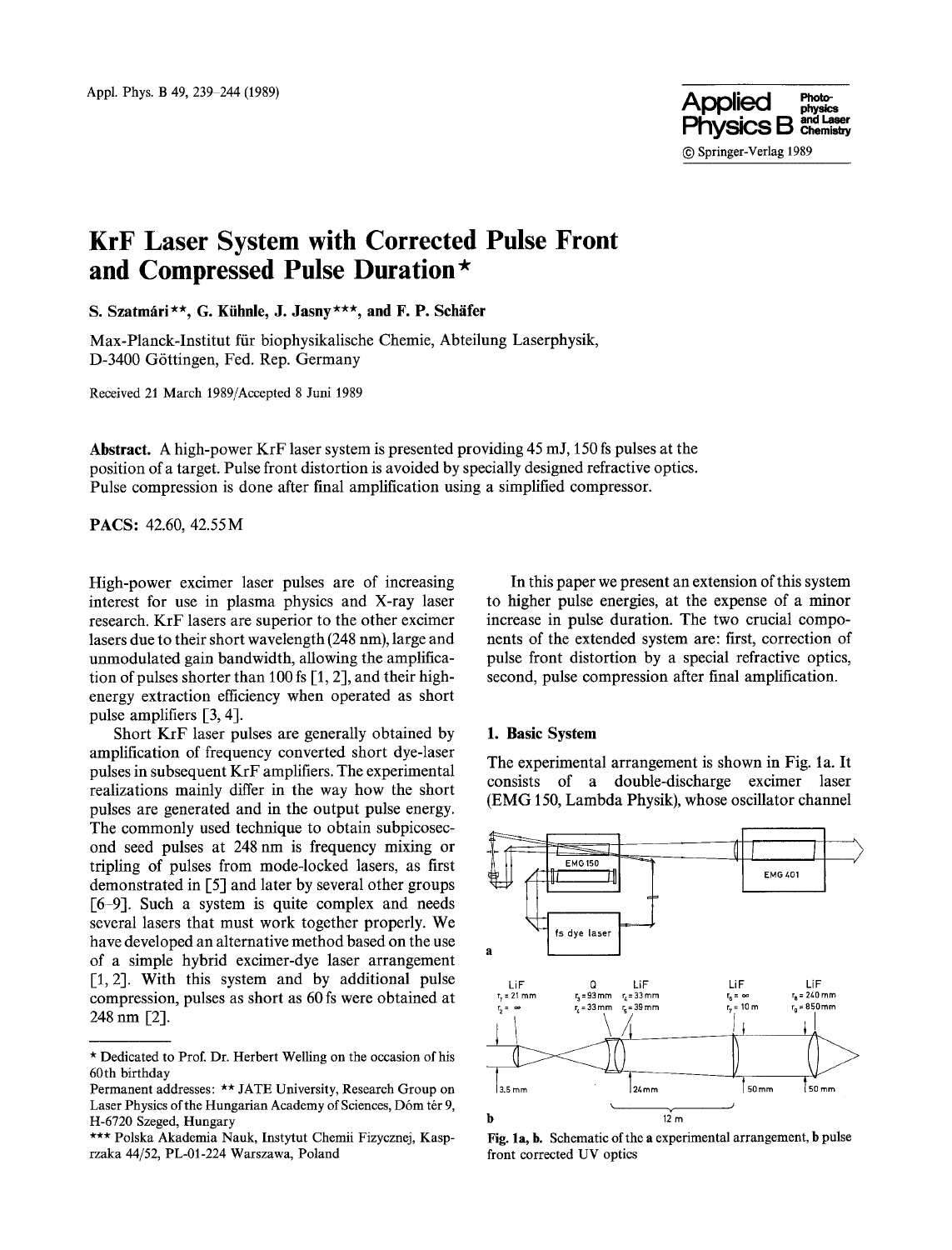# KrF Laser System with Corrected Pulse Front and Compressed Pulse Duration*

S. Szatmári**, G. Kühnle, J. Jasny***, and F. P. Schäfer

Max-Planck-Institut für biophysikalische Chemie, Abteilung Laserphysik, D-3400 Göttingen, Fed. Rep. Germany

Received 21 March 1989/Accepted 8 Juni 1989

**Abstract.** A high-power KrF laser system is presented providing 45 mJ, 150 fs pulses at the position of a target. Pulse front distortion is avoided by specially designed refractive optics. Pulse compression is done after final amplification using a simplified compressor.

**PACS:** 42.60, 42.55M

High-power excimer laser pulses are of increasing interest for use in plasma physics and X-ray laser research. KrF lasers are superior to the other excimer lasers due to their short wavelength (248 nm), large and unmodulated gain bandwidth, allowing the amplification of pulses shorter than 100 fs [1, 2], and their high-energy extraction efficiency when operated as short pulse amplifiers [3, 4].

Short KrF laser pulses are generally obtained by amplification of frequency converted short dye-laser pulses in subsequent KrF amplifiers. The experimental realizations mainly differ in the way how the short pulses are generated and in the output pulse energy. The commonly used technique to obtain subpicosecond seed pulses at 248 nm is frequency mixing or tripling of pulses from mode-locked lasers, as first demonstrated in [5] and later by several other groups [6–9]. Such a system is quite complex and needs several lasers that must work together properly. We have developed an alternative method based on the use of a simple hybrid excimer-dye laser arrangement [1, 2]. With this system and by additional pulse compression, pulses as short as 60 fs were obtained at 248 nm [2].

In this paper we present an extension of this system to higher pulse energies, at the expense of a minor increase in pulse duration. The two crucial components of the extended system are: first, correction of pulse front distortion by a special refractive optics, second, pulse compression after final amplification.

## 1. Basic System

The experimental arrangement is shown in Fig. 1a. It consists of a double-discharge excimer laser (EMG 150, Lambda Physik), whose oscillator channel

**Fig. 1a, b.** Schematic of the **a** experimental arrangement, **b** pulse front corrected UV optics

---

\* Dedicated to Prof. Dr. Herbert Welling on the occasion of his 60th birthday

Permanent addresses: ** JATE University, Research Group on Laser Physics of the Hungarian Academy of Sciences, Dóm tér 9, H-6720 Szeged, Hungary

*** Polska Akademia Nauk, Instytut Chemii Fizycznej, Kasprzaka 44/52, PL-01-224 Warszawa, Poland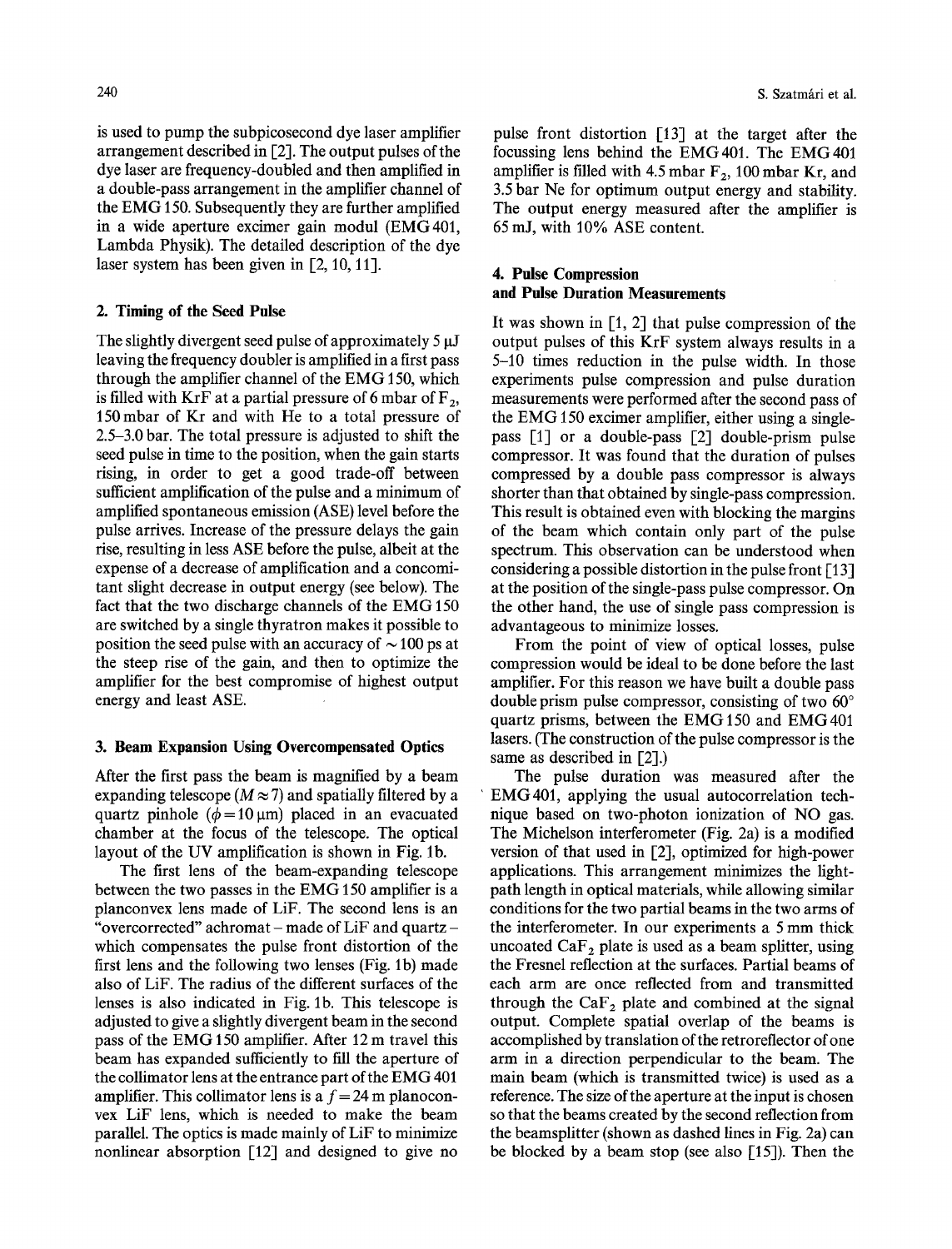is used to pump the subpicosecond dye laser amplifier arrangement described in [2]. The output pulses of the dye laser are frequency-doubled and then amplified in a double-pass arrangement in the amplifier channel of the EMG 150. Subsequently they are further amplified in a wide aperture excimer gain modul (EMG 401, Lambda Physik). The detailed description of the dye laser system has been given in [2, 10, 11].

## 2. Timing of the Seed Pulse

The slightly divergent seed pulse of approximately 5 μJ leaving the frequency doubler is amplified in a first pass through the amplifier channel of the EMG 150, which is filled with KrF at a partial pressure of 6 mbar of $F_2$, 150 mbar of Kr and with He to a total pressure of 2.5–3.0 bar. The total pressure is adjusted to shift the seed pulse in time to the position, when the gain starts rising, in order to get a good trade-off between sufficient amplification of the pulse and a minimum of amplified spontaneous emission (ASE) level before the pulse arrives. Increase of the pressure delays the gain rise, resulting in less ASE before the pulse, albeit at the expense of a decrease of amplification and a concomitant slight decrease in output energy (see below). The fact that the two discharge channels of the EMG 150 are switched by a single thyratron makes it possible to position the seed pulse with an accuracy of ~100 ps at the steep rise of the gain, and then to optimize the amplifier for the best compromise of highest output energy and least ASE.

## 3. Beam Expansion Using Overcompensated Optics

After the first pass the beam is magnified by a beam expanding telescope ($M \approx 7$) and spatially filtered by a quartz pinhole ($\phi = 10$ μm) placed in an evacuated chamber at the focus of the telescope. The optical layout of the UV amplification is shown in Fig. 1b.

The first lens of the beam-expanding telescope between the two passes in the EMG 150 amplifier is a planconvex lens made of LiF. The second lens is an "overcorrected" achromat – made of LiF and quartz – which compensates the pulse front distortion of the first lens and the following two lenses (Fig. 1b) made also of LiF. The radius of the different surfaces of the lenses is also indicated in Fig. 1b. This telescope is adjusted to give a slightly divergent beam in the second pass of the EMG 150 amplifier. After 12 m travel this beam has expanded sufficiently to fill the aperture of the collimator lens at the entrance part of the EMG 401 amplifier. This collimator lens is a $f = 24$ m planoconvex LiF lens, which is needed to make the beam parallel. The optics is made mainly of LiF to minimize nonlinear absorption [12] and designed to give no pulse front distortion [13] at the target after the focussing lens behind the EMG 401. The EMG 401 amplifier is filled with 4.5 mbar $F_2$, 100 mbar Kr, and 3.5 bar Ne for optimum output energy and stability. The output energy measured after the amplifier is 65 mJ, with 10% ASE content.

## 4. Pulse Compression and Pulse Duration Measurements

It was shown in [1, 2] that pulse compression of the output pulses of this KrF system always results in a 5–10 times reduction in the pulse width. In those experiments pulse compression and pulse duration measurements were performed after the second pass of the EMG 150 excimer amplifier, either using a single-pass [1] or a double-pass [2] double-prism pulse compressor. It was found that the duration of pulses compressed by a double pass compressor is always shorter than that obtained by single-pass compression. This result is obtained even with blocking the margins of the beam which contain only part of the pulse spectrum. This observation can be understood when considering a possible distortion in the pulse front [13] at the position of the single-pass pulse compressor. On the other hand, the use of single pass compression is advantageous to minimize losses.

From the point of view of optical losses, pulse compression would be ideal to be done before the last amplifier. For this reason we have built a double pass double prism pulse compressor, consisting of two 60° quartz prisms, between the EMG 150 and EMG 401 lasers. (The construction of the pulse compressor is the same as described in [2].)

The pulse duration was measured after the EMG 401, applying the usual autocorrelation technique based on two-photon ionization of NO gas. The Michelson interferometer (Fig. 2a) is a modified version of that used in [2], optimized for high-power applications. This arrangement minimizes the light-path length in optical materials, while allowing similar conditions for the two partial beams in the two arms of the interferometer. In our experiments a 5 mm thick uncoated $CaF_2$ plate is used as a beam splitter, using the Fresnel reflection at the surfaces. Partial beams of each arm are once reflected from and transmitted through the $CaF_2$ plate and combined at the signal output. Complete spatial overlap of the beams is accomplished by translation of the retroreflector of one arm in a direction perpendicular to the beam. The main beam (which is transmitted twice) is used as a reference. The size of the aperture at the input is chosen so that the beams created by the second reflection from the beamsplitter (shown as dashed lines in Fig. 2a) can be blocked by a beam stop (see also [15]). Then the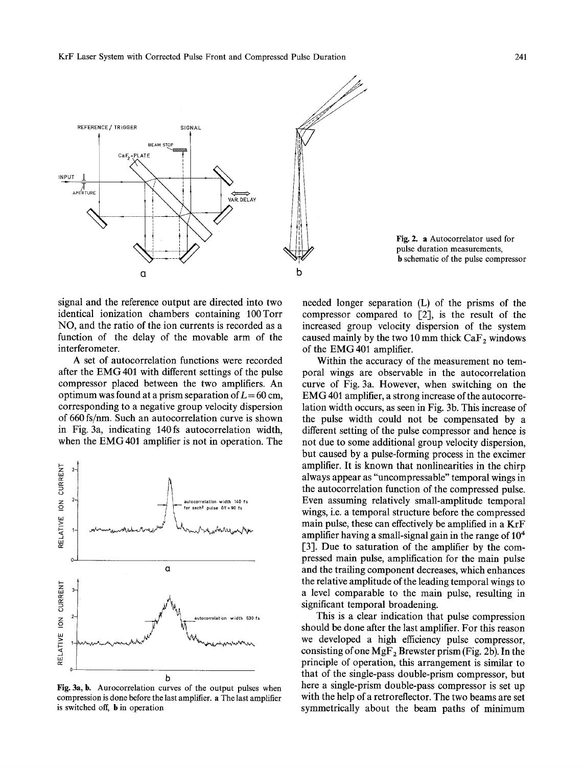Fig. 2. **a** Autocorrelator used for pulse duration measurements, **b** schematic of the pulse compressor

signal and the reference output are directed into two identical ionization chambers containing 100 Torr NO, and the ratio of the ion currents is recorded as a function of the delay of the movable arm of the interferometer.

A set of autocorrelation functions were recorded after the EMG 401 with different settings of the pulse compressor placed between the two amplifiers. An optimum was found at a prism separation of $L = 60$ cm, corresponding to a negative group velocity dispersion of 660 fs/nm. Such an autocorrelation curve is shown in Fig. 3a, indicating 140 fs autocorrelation width, when the EMG 401 amplifier is not in operation. The needed longer separation ($L$) of the prisms of the compressor compared to [2], is the result of the increased group velocity dispersion of the system caused mainly by the two 10 mm thick $CaF_2$ windows of the EMG 401 amplifier.

Within the accuracy of the measurement no temporal wings are observable in the autocorrelation curve of Fig. 3a. However, when switching on the EMG 401 amplifier, a strong increase of the autocorrelation width occurs, as seen in Fig. 3b. This increase of the pulse width could not be compensated by a different setting of the pulse compressor and hence is not due to some additional group velocity dispersion, but caused by a pulse-forming process in the excimer amplifier. It is known that nonlinearities in the chirp always appear as "uncompressable" temporal wings in the autocorrelation function of the compressed pulse. Even assuming relatively small-amplitude temporal wings, i.e. a temporal structure before the compressed main pulse, these can effectively be amplified in a KrF amplifier having a small-signal gain in the range of $10^4$ [3]. Due to saturation of the amplifier by the compressed main pulse, amplification for the main pulse and the trailing component decreases, which enhances the relative amplitude of the leading temporal wings to a level comparable to the main pulse, resulting in significant temporal broadening.

This is a clear indication that pulse compression should be done after the last amplifier. For this reason we developed a high efficiency pulse compressor, consisting of one $MgF_2$ Brewster prism (Fig. 2b). In the principle of operation, this arrangement is similar to that of the single-pass double-prism compressor, but here a single-prism double-pass compressor is set up with the help of a retroreflector. The two beams are set symmetrically about the beam paths of minimum

Fig. 3a, b. Aurocorrelation curves of the output pulses when compression is done before the last amplifier. **a** The last amplifier is switched off, **b** in operation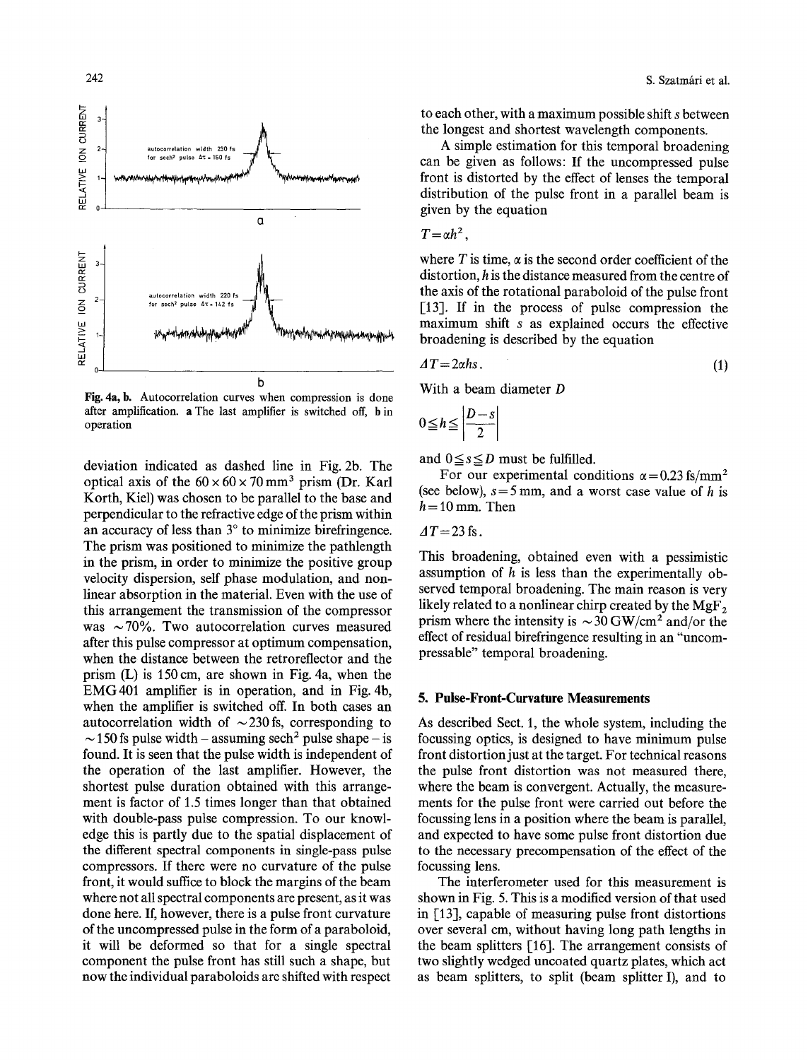Fig. 4a, b. Autocorrelation curves when compression is done after amplification. **a** The last amplifier is switched off, **b** in operation

deviation indicated as dashed line in Fig. 2b. The optical axis of the $60 \times 60 \times 70\,\mathrm{mm}^3$ prism (Dr. Karl Korth, Kiel) was chosen to be parallel to the base and perpendicular to the refractive edge of the prism within an accuracy of less than 3° to minimize birefringence. The prism was positioned to minimize the pathlength in the prism, in order to minimize the positive group velocity dispersion, self phase modulation, and nonlinear absorption in the material. Even with the use of this arrangement the transmission of the compressor was ~70%. Two autocorrelation curves measured after this pulse compressor at optimum compensation, when the distance between the retroreflector and the prism (L) is 150 cm, are shown in Fig. 4a, when the EMG 401 amplifier is in operation, and in Fig. 4b, when the amplifier is switched off. In both cases an autocorrelation width of ~230 fs, corresponding to ~150 fs pulse width – assuming $\mathrm{sech}^2$ pulse shape – is found. It is seen that the pulse width is independent of the operation of the last amplifier. However, the shortest pulse duration obtained with this arrangement is factor of 1.5 times longer than that obtained with double-pass pulse compression. To our knowledge this is partly due to the spatial displacement of the different spectral components in single-pass pulse compressors. If there were no curvature of the pulse front, it would suffice to block the margins of the beam where not all spectral components are present, as it was done here. If, however, there is a pulse front curvature of the uncompressed pulse in the form of a paraboloid, it will be deformed so that for a single spectral component the pulse front has still such a shape, but now the individual paraboloids are shifted with respect to each other, with a maximum possible shift $s$ between the longest and shortest wavelength components.

A simple estimation for this temporal broadening can be given as follows: If the uncompressed pulse front is distorted by the effect of lenses the temporal distribution of the pulse front in a parallel beam is given by the equation

$$T = \alpha h^2,$$

where $T$ is time, $\alpha$ is the second order coefficient of the distortion, $h$ is the distance measured from the centre of the axis of the rotational paraboloid of the pulse front [13]. If in the process of pulse compression the maximum shift $s$ as explained occurs the effective broadening is described by the equation

$$\Delta T = 2\alpha h s. \tag{1}$$

With a beam diameter $D$

$$0 \leq h \leq \left| \frac{D-s}{2} \right|$$

and $0 \leq s \leq D$ must be fulfilled.

For our experimental conditions $\alpha = 0.23\,\mathrm{fs/mm}^2$ (see below), $s = 5\,\mathrm{mm}$, and a worst case value of $h$ is $h = 10\,\mathrm{mm}$. Then

$$\Delta T = 23\,\mathrm{fs}.$$

This broadening, obtained even with a pessimistic assumption of $h$ is less than the experimentally observed temporal broadening. The main reason is very likely related to a nonlinear chirp created by the $MgF_2$ prism where the intensity is ~30 GW/cm² and/or the effect of residual birefringence resulting in an "uncompressable" temporal broadening.

## 5. Pulse-Front-Curvature Measurements

As described Sect. 1, the whole system, including the focussing optics, is designed to have minimum pulse front distortion just at the target. For technical reasons the pulse front distortion was not measured there, where the beam is convergent. Actually, the measurements for the pulse front were carried out before the focussing lens in a position where the beam is parallel, and expected to have some pulse front distortion due to the necessary precompensation of the effect of the focussing lens.

The interferometer used for this measurement is shown in Fig. 5. This is a modified version of that used in [13], capable of measuring pulse front distortions over several cm, without having long path lengths in the beam splitters [16]. The arrangement consists of two slightly wedged uncoated quartz plates, which act as beam splitters, to split (beam splitter I), and to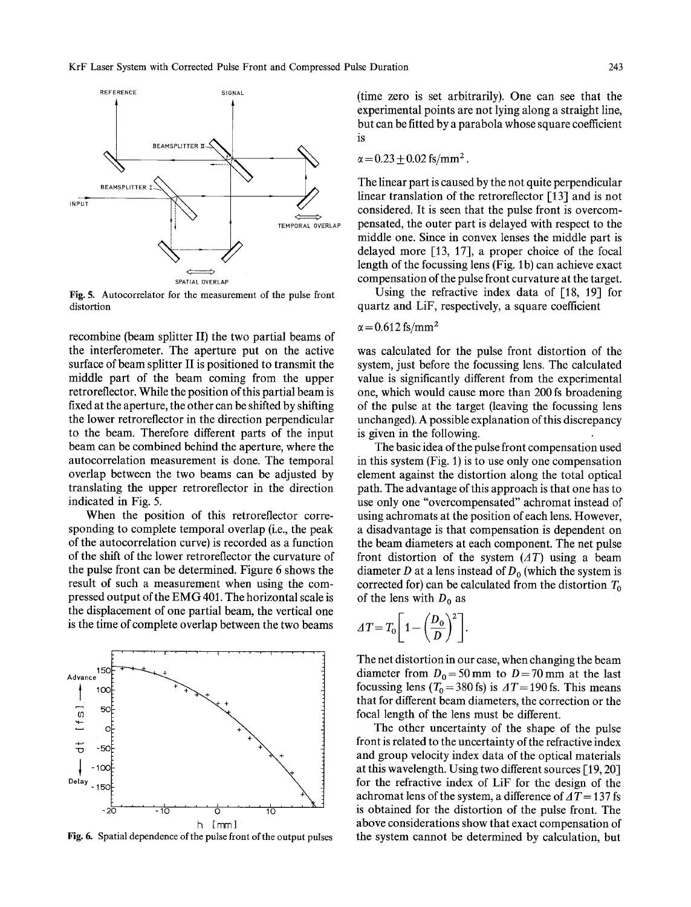Fig. 5. Autocorrelator for the measurement of the pulse front distortion

recombine (beam splitter II) the two partial beams of the interferometer. The aperture put on the active surface of beam splitter II is positioned to transmit the middle part of the beam coming from the upper retroreflector. While the position of this partial beam is fixed at the aperture, the other can be shifted by shifting the lower retroreflector in the direction perpendicular to the beam. Therefore different parts of the input beam can be combined behind the aperture, where the autocorrelation measurement is done. The temporal overlap between the two beams can be adjusted by translating the upper retroreflector in the direction indicated in Fig. 5.

When the position of this retroreflector corresponding to complete temporal overlap (i.e., the peak of the autocorrelation curve) is recorded as a function of the shift of the lower retroreflector the curvature of the pulse front can be determined. Figure 6 shows the result of such a measurement when using the compressed output of the EMG 401. The horizontal scale is the displacement of one partial beam, the vertical one is the time of complete overlap between the two beams

Fig. 6. Spatial dependence of the pulse front of the output pulses

(time zero is set arbitrarily). One can see that the experimental points are not lying along a straight line, but can be fitted by a parabola whose square coefficient is

$$\alpha = 0.23 \pm 0.02 \text{ fs/mm}^2 .$$

The linear part is caused by the not quite perpendicular linear translation of the retroreflector [13] and is not considered. It is seen that the pulse front is overcompensated, the outer part is delayed with respect to the middle one. Since in convex lenses the middle part is delayed more [13, 17], a proper choice of the focal length of the focussing lens (Fig. 1b) can achieve exact compensation of the pulse front curvature at the target.

Using the refractive index data of [18, 19] for quartz and LiF, respectively, a square coefficient

$$\alpha = 0.612 \text{ fs/mm}^2$$

was calculated for the pulse front distortion of the system, just before the focussing lens. The calculated value is significantly different from the experimental one, which would cause more than 200 fs broadening of the pulse at the target (leaving the focussing lens unchanged). A possible explanation of this discrepancy is given in the following.

The basic idea of the pulse front compensation used in this system (Fig. 1) is to use only one compensation element against the distortion along the total optical path. The advantage of this approach is that one has to use only one "overcompensated" achromat instead of using achromats at the position of each lens. However, a disadvantage is that compensation is dependent on the beam diameters at each component. The net pulse front distortion of the system ($\Delta T$) using a beam diameter $D$ at a lens instead of $D_0$ (which the system is corrected for) can be calculated from the distortion $T_0$ of the lens with $D_0$ as

$$\Delta T = T_0 \left[ 1 - \left( \frac{D_0}{D} \right)^2 \right].$$

The net distortion in our case, when changing the beam diameter from $D_0 = 50$ mm to $D = 70$ mm at the last focussing lens ($T_0 = 380$ fs) is $\Delta T = 190$ fs. This means that for different beam diameters, the correction or the focal length of the lens must be different.

The other uncertainty of the shape of the pulse front is related to the uncertainty of the refractive index and group velocity index data of the optical materials at this wavelength. Using two different sources [19, 20] for the refractive index of LiF for the design of the achromat lens of the system, a difference of $\Delta T = 137$ fs is obtained for the distortion of the pulse front. The above considerations show that exact compensation of the system cannot be determined by calculation, but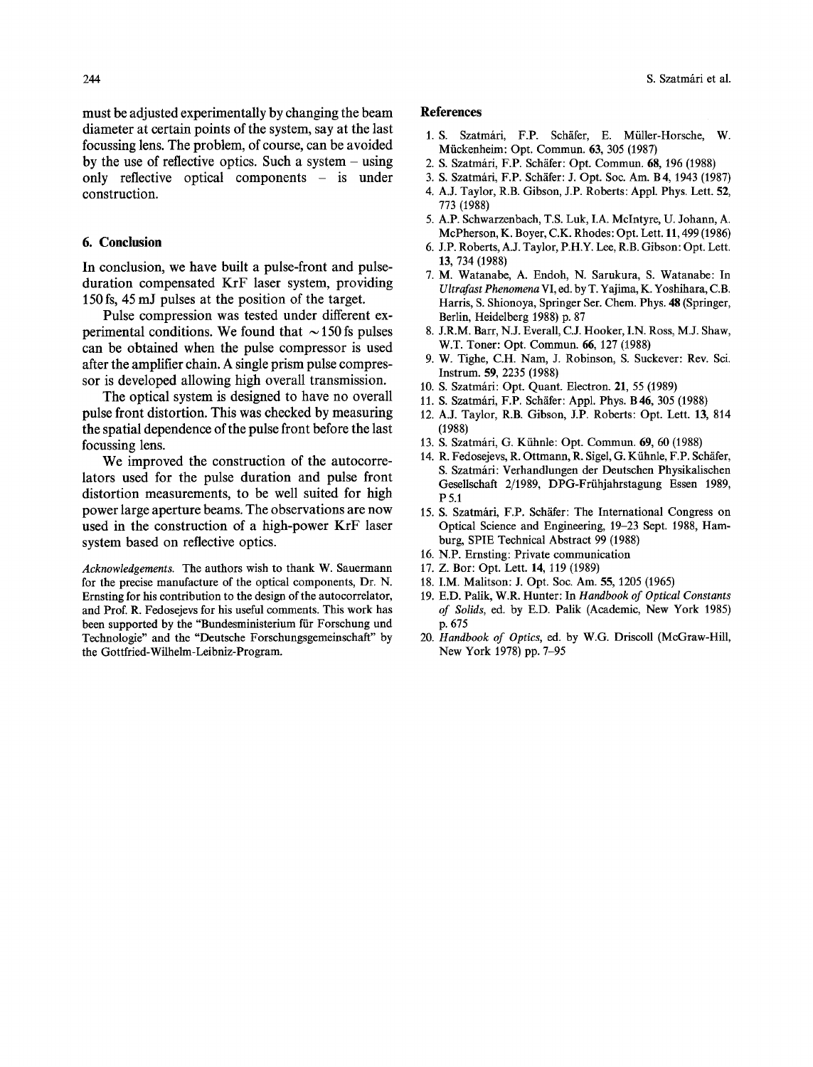must be adjusted experimentally by changing the beam diameter at certain points of the system, say at the last focussing lens. The problem, of course, can be avoided by the use of reflective optics. Such a system – using only reflective optical components – is under construction.

## 6. Conclusion

In conclusion, we have built a pulse-front and pulse-duration compensated KrF laser system, providing 150 fs, 45 mJ pulses at the position of the target.

Pulse compression was tested under different experimental conditions. We found that ~150 fs pulses can be obtained when the pulse compressor is used after the amplifier chain. A single prism pulse compressor is developed allowing high overall transmission.

The optical system is designed to have no overall pulse front distortion. This was checked by measuring the spatial dependence of the pulse front before the last focussing lens.

We improved the construction of the autocorrelators used for the pulse duration and pulse front distortion measurements, to be well suited for high power large aperture beams. The observations are now used in the construction of a high-power KrF laser system based on reflective optics.

*Acknowledgements.* The authors wish to thank W. Sauermann for the precise manufacture of the optical components, Dr. N. Ernsting for his contribution to the design of the autocorrelator, and Prof. R. Fedosejevs for his useful comments. This work has been supported by the "Bundesministerium für Forschung und Technologie" and the "Deutsche Forschungsgemeinschaft" by the Gottfried-Wilhelm-Leibniz-Program.

## References

1. S. Szatmári, F.P. Schäfer, E. Müller-Horsche, W. Mückenheim: Opt. Commun. **63**, 305 (1987)
2. S. Szatmári, F.P. Schäfer: Opt. Commun. **68**, 196 (1988)
3. S. Szatmári, F.P. Schäfer: J. Opt. Soc. Am. B **4**, 1943 (1987)
4. A.J. Taylor, R.B. Gibson, J.P. Roberts: Appl. Phys. Lett. **52**, 773 (1988)
5. A.P. Schwarzenbach, T.S. Luk, I.A. McIntyre, U. Johann, A. McPherson, K. Boyer, C.K. Rhodes: Opt. Lett. **11**, 499 (1986)
6. J.P. Roberts, A.J. Taylor, P.H.Y. Lee, R.B. Gibson: Opt. Lett. **13**, 734 (1988)
7. M. Watanabe, A. Endoh, N. Sarukura, S. Watanabe: In *Ultrafast Phenomena* VI, ed. by T. Yajima, K. Yoshihara, C.B. Harris, S. Shionoya, Springer Ser. Chem. Phys. **48** (Springer, Berlin, Heidelberg 1988) p. 87
8. J.R.M. Barr, N.J. Everall, C.J. Hooker, I.N. Ross, M.J. Shaw, W.T. Toner: Opt. Commun. **66**, 127 (1988)
9. W. Tighe, C.H. Nam, J. Robinson, S. Suckever: Rev. Sci. Instrum. **59**, 2235 (1988)
10. S. Szatmári: Opt. Quant. Electron. **21**, 55 (1989)
11. S. Szatmári, F.P. Schäfer: Appl. Phys. B **46**, 305 (1988)
12. A.J. Taylor, R.B. Gibson, J.P. Roberts: Opt. Lett. **13**, 814 (1988)
13. S. Szatmári, G. Kühnle: Opt. Commun. **69**, 60 (1988)
14. R. Fedosejevs, R. Ottmann, R. Sigel, G. Kühnle, F.P. Schäfer, S. Szatmári: Verhandlungen der Deutschen Physikalischen Gesellschaft 2/1989, DPG-Frühjahrstagung Essen 1989, P 5.1
15. S. Szatmári, F.P. Schäfer: The International Congress on Optical Science and Engineering, 19–23 Sept. 1988, Hamburg, SPIE Technical Abstract 99 (1988)
16. N.P. Ernsting: Private communication
17. Z. Bor: Opt. Lett. **14**, 119 (1989)
18. I.M. Malitson: J. Opt. Soc. Am. **55**, 1205 (1965)
19. E.D. Palik, W.R. Hunter: In *Handbook of Optical Constants of Solids*, ed. by E.D. Palik (Academic, New York 1985) p. 675
20. *Handbook of Optics*, ed. by W.G. Driscoll (McGraw-Hill, New York 1978) pp. 7–95